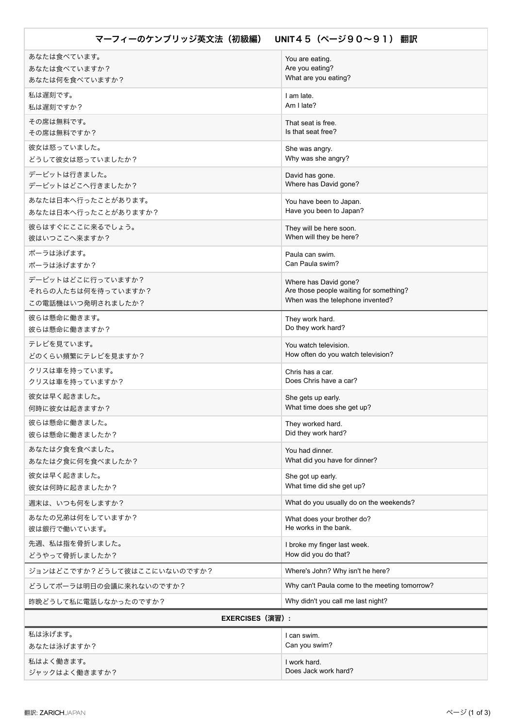| マーフィーのケンブリッジ英文法（初級編）　UNIT４５（ページ９０〜９１） 翻訳 | |
|---|---|
| あなたは食べています。<br>あなたは食べていますか？<br>あなたは何を食べていますか？ | You are eating.<br>Are you eating?<br>What are you eating? |
| 私は遅刻です。<br>私は遅刻ですか？ | I am late.<br>Am I late? |
| その席は無料です。<br>その席は無料ですか？ | That seat is free.<br>Is that seat free? |
| 彼女は怒っていました。<br>どうして彼女は怒っていましたか？ | She was angry.<br>Why was she angry? |
| デービットは行きました。<br>デービットはどこへ行きましたか？ | David has gone.<br>Where has David gone? |
| あなたは日本へ行ったことがあります。<br>あなたは日本へ行ったことがありますか？ | You have been to Japan.<br>Have you been to Japan? |
| 彼らはすぐにここに来るでしょう。<br>彼はいつここへ来ますか？ | They will be here soon.<br>When will they be here? |
| ポーラは泳げます。<br>ポーラは泳げますか？ | Paula can swim.<br>Can Paula swim? |
| デービットはどこに行っていますか？<br>それらの人たちは何を待っていますか？<br>この電話機はいつ発明されましたか？ | Where has David gone?<br>Are those people waiting for something?<br>When was the telephone invented? |
| 彼らは懸命に働きます。<br>彼らは懸命に働きますか？ | They work hard.<br>Do they work hard? |
| テレビを見ています。<br>どのくらい頻繁にテレビを見ますか？ | You watch television.<br>How often do you watch television? |
| クリスは車を持っています。<br>クリスは車を持っていますか？ | Chris has a car.<br>Does Chris have a car? |
| 彼女は早く起きました。<br>何時に彼女は起きますか？ | She gets up early.<br>What time does she get up? |
| 彼らは懸命に働きました。<br>彼らは懸命に働きましたか？ | They worked hard.<br>Did they work hard? |
| あなたは夕食を食べました。<br>あなたは夕食に何を食べましたか？ | You had dinner.<br>What did you have for dinner? |
| 彼女は早く起きました。<br>彼女は何時に起きましたか？ | She got up early.<br>What time did she get up? |
| 週末は、いつも何をしますか？ | What do you usually do on the weekends? |
| あなたの兄弟は何をしていますか？<br>彼は銀行で働いています。 | What does your brother do?<br>He works in the bank. |
| 先週、私は指を骨折しました。<br>どうやって骨折しましたか？ | I broke my finger last week.<br>How did you do that? |
| ジョンはどこですか？どうして彼はここにいないのですか？ | Where's John? Why isn't he here? |
| どうしてポーラは明日の会議に来れないのですか？ | Why can't Paula come to the meeting tomorrow? |
| 昨晩どうして私に電話しなかったのですか？ | Why didn't you call me last night? |
| **EXERCISES（演習）:** | |
| 私は泳げます。<br>あなたは泳げますか？ | I can swim.<br>Can you swim? |
| 私はよく働きます。<br>ジャックはよく働きますか？ | I work hard.<br>Does Jack work hard? |

翻訳: ZARICHJAPAN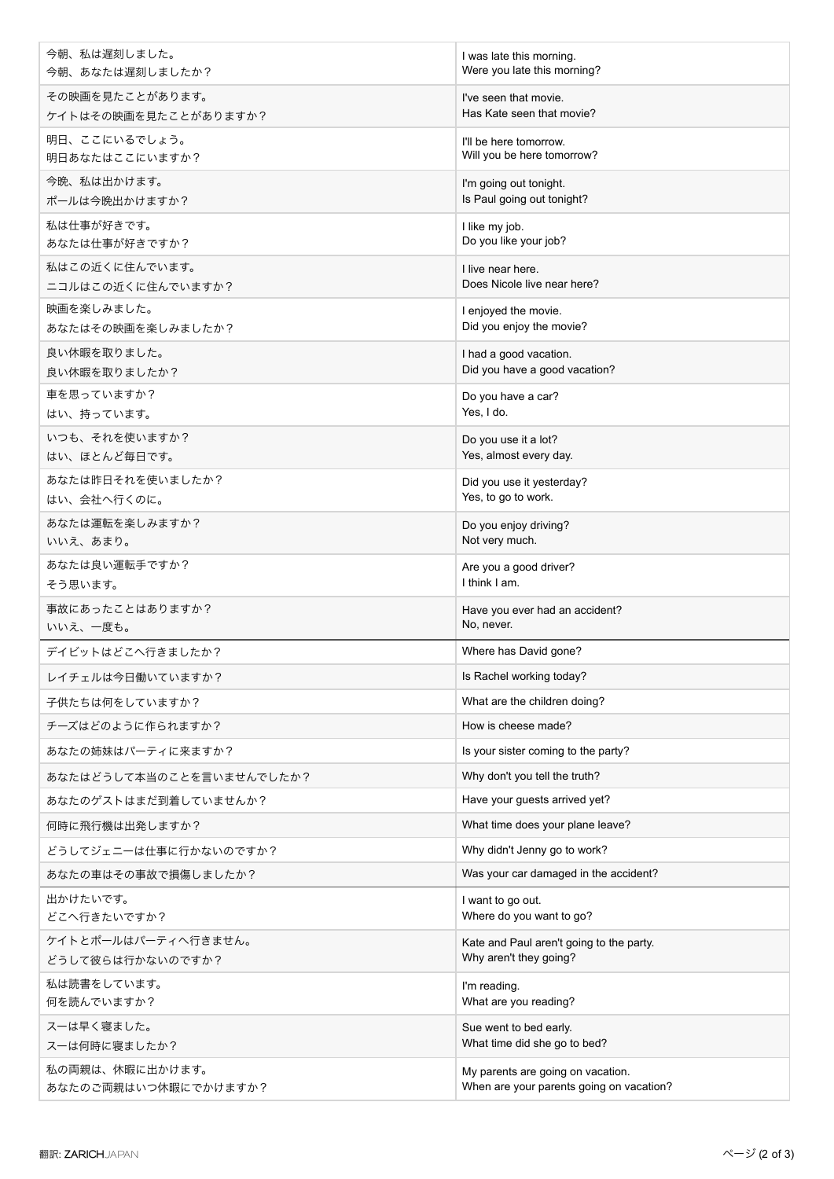| | |
|---|---|
| 今朝、私は遅刻しました。<br>今朝、あなたは遅刻しましたか？ | I was late this morning.<br>Were you late this morning? |
| その映画を見たことがあります。<br>ケイトはその映画を見たことがありますか？ | I've seen that movie.<br>Has Kate seen that movie? |
| 明日、ここにいるでしょう。<br>明日あなたはここにいますか？ | I'll be here tomorrow.<br>Will you be here tomorrow? |
| 今晩、私は出かけます。<br>ポールは今晩出かけますか？ | I'm going out tonight.<br>Is Paul going out tonight? |
| 私は仕事が好きです。<br>あなたは仕事が好きですか？ | I like my job.<br>Do you like your job? |
| 私はこの近くに住んでいます。<br>ニコルはこの近くに住んでいますか？ | I live near here.<br>Does Nicole live near here? |
| 映画を楽しみました。<br>あなたはその映画を楽しみましたか？ | I enjoyed the movie.<br>Did you enjoy the movie? |
| 良い休暇を取りました。<br>良い休暇を取りましたか？ | I had a good vacation.<br>Did you have a good vacation? |
| 車を思っていますか？<br>はい、持っています。 | Do you have a car?<br>Yes, I do. |
| いつも、それを使いますか？<br>はい、ほとんど毎日です。 | Do you use it a lot?<br>Yes, almost every day. |
| あなたは昨日それを使いましたか？<br>はい、会社へ行くのに。 | Did you use it yesterday?<br>Yes, to go to work. |
| あなたは運転を楽しみますか？<br>いいえ、あまり。 | Do you enjoy driving?<br>Not very much. |
| あなたは良い運転手ですか？<br>そう思います。 | Are you a good driver?<br>I think I am. |
| 事故にあったことはありますか？<br>いいえ、一度も。 | Have you ever had an accident?<br>No, never. |

| | |
|---|---|
| デイビットはどこへ行きましたか？ | Where has David gone? |
| レイチェルは今日働いていますか？ | Is Rachel working today? |
| 子供たちは何をしていますか？ | What are the children doing? |
| チーズはどのように作られますか？ | How is cheese made? |
| あなたの姉妹はパーティに来ますか？ | Is your sister coming to the party? |
| あなたはどうして本当のことを言いませんでしたか？ | Why don't you tell the truth? |
| あなたのゲストはまだ到着していませんか？ | Have your guests arrived yet? |
| 何時に飛行機は出発しますか？ | What time does your plane leave? |
| どうしてジェニーは仕事に行かないのですか？ | Why didn't Jenny go to work? |
| あなたの車はその事故で損傷しましたか？ | Was your car damaged in the accident? |

| | |
|---|---|
| 出かけたいです。<br>どこへ行きたいですか？ | I want to go out.<br>Where do you want to go? |
| ケイトとポールはパーティへ行きません。<br>どうして彼らは行かないのですか？ | Kate and Paul aren't going to the party.<br>Why aren't they going? |
| 私は読書をしています。<br>何を読んでいますか？ | I'm reading.<br>What are you reading? |
| スーは早く寝ました。<br>スーは何時に寝ましたか？ | Sue went to bed early.<br>What time did she go to bed? |
| 私の両親は、休暇に出かけます。<br>あなたのご両親はいつ休暇にでかけますか？ | My parents are going on vacation.<br>When are your parents going on vacation? |

翻訳: ZARICHJAPAN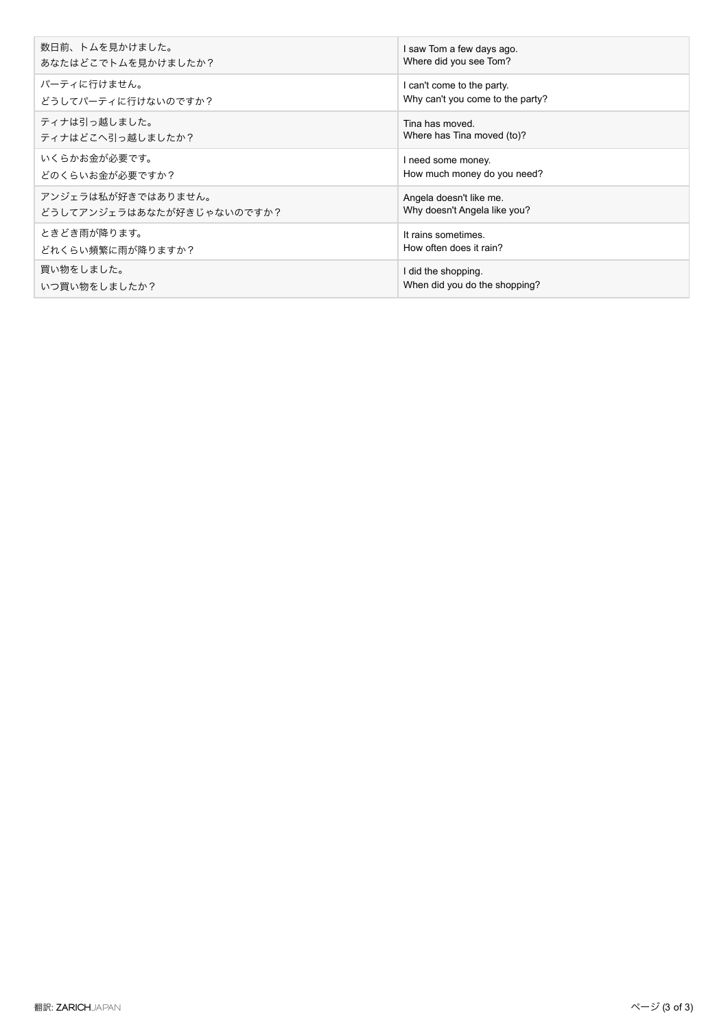| | |
|---|---|
| 数日前、トムを見かけました。<br>あなたはどこでトムを見かけましたか？ | I saw Tom a few days ago.<br>Where did you see Tom? |
| パーティに行けません。<br>どうしてパーティに行けないのですか？ | I can't come to the party.<br>Why can't you come to the party? |
| ティナは引っ越しました。<br>ティナはどこへ引っ越しましたか？ | Tina has moved.<br>Where has Tina moved (to)? |
| いくらかお金が必要です。<br>どのくらいお金が必要ですか？ | I need some money.<br>How much money do you need? |
| アンジェラは私が好きではありません。<br>どうしてアンジェラはあなたが好きじゃないのですか？ | Angela doesn't like me.<br>Why doesn't Angela like you? |
| ときどき雨が降ります。<br>どれくらい頻繁に雨が降りますか？ | It rains sometimes.<br>How often does it rain? |
| 買い物をしました。<br>いつ買い物をしましたか？ | I did the shopping.<br>When did you do the shopping? |